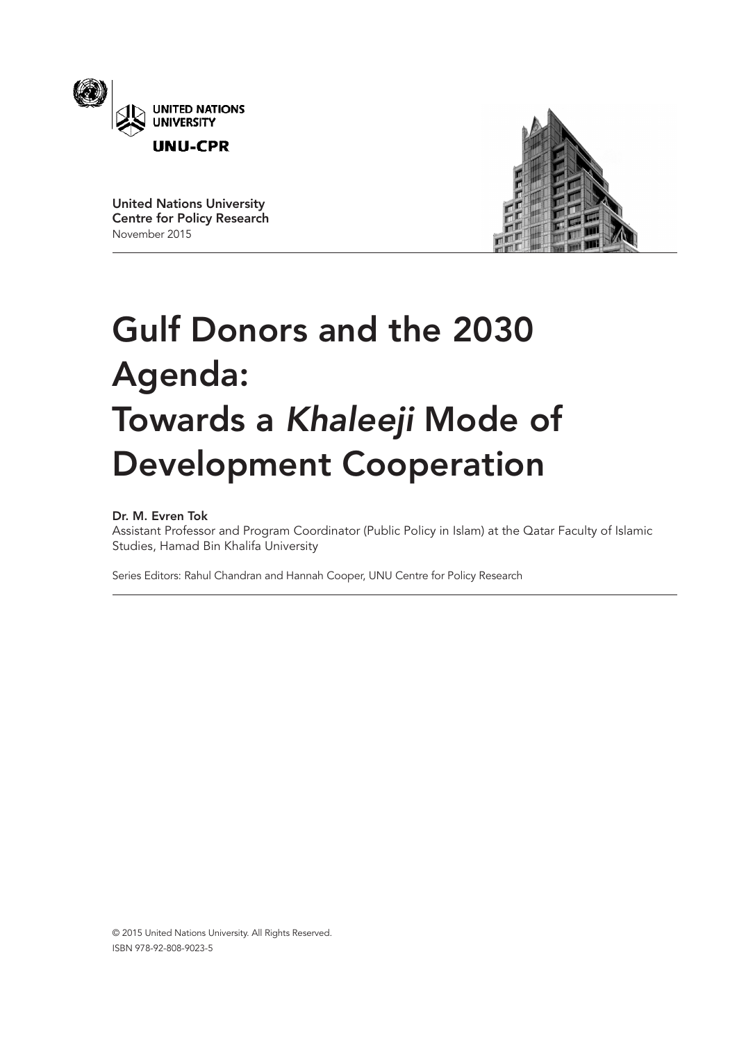UNITED NATIONS UNIVERSITY

UNU-CPR

**United Nations University Centre for Policy Research**
November 2015

# Gulf Donors and the 2030 Agenda: Towards a *Khaleeji* Mode of Development Cooperation

**Dr. M. Evren Tok**
Assistant Professor and Program Coordinator (Public Policy in Islam) at the Qatar Faculty of Islamic Studies, Hamad Bin Khalifa University

Series Editors: Rahul Chandran and Hannah Cooper, UNU Centre for Policy Research

© 2015 United Nations University. All Rights Reserved.
ISBN 978-92-808-9023-5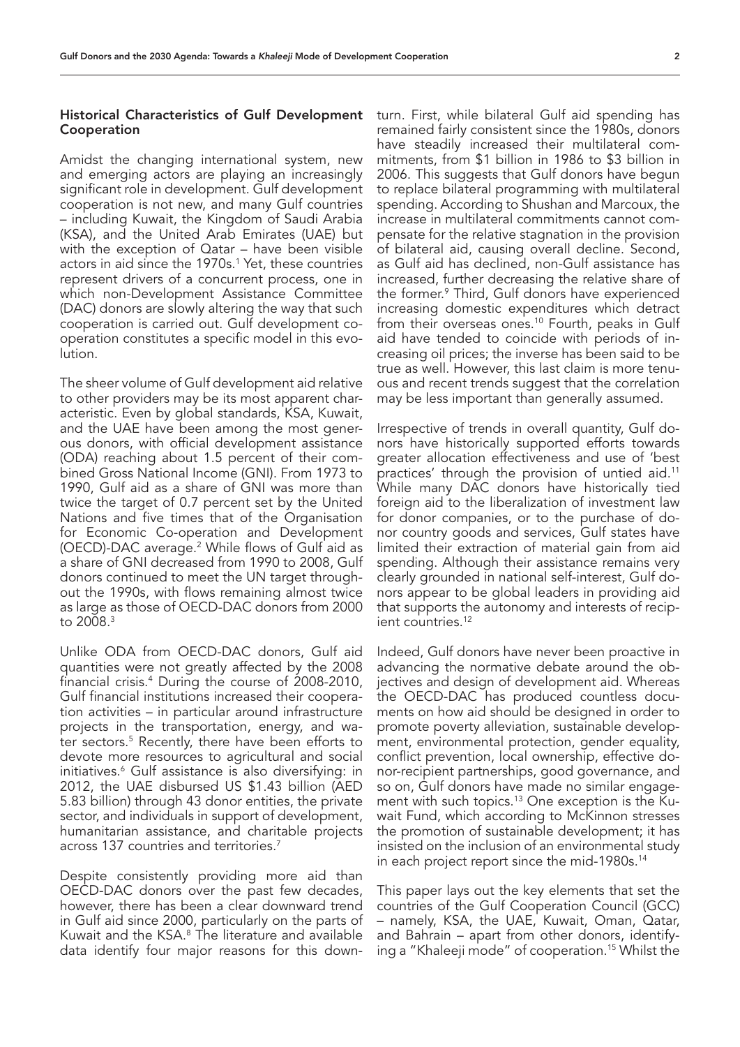### Historical Characteristics of Gulf Development Cooperation

Amidst the changing international system, new and emerging actors are playing an increasingly significant role in development. Gulf development cooperation is not new, and many Gulf countries – including Kuwait, the Kingdom of Saudi Arabia (KSA), and the United Arab Emirates (UAE) but with the exception of Qatar – have been visible actors in aid since the 1970s.[1] Yet, these countries represent drivers of a concurrent process, one in which non-Development Assistance Committee (DAC) donors are slowly altering the way that such cooperation is carried out. Gulf development cooperation constitutes a specific model in this evolution.

The sheer volume of Gulf development aid relative to other providers may be its most apparent characteristic. Even by global standards, KSA, Kuwait, and the UAE have been among the most generous donors, with official development assistance (ODA) reaching about 1.5 percent of their combined Gross National Income (GNI). From 1973 to 1990, Gulf aid as a share of GNI was more than twice the target of 0.7 percent set by the United Nations and five times that of the Organisation for Economic Co-operation and Development (OECD)-DAC average.[2] While flows of Gulf aid as a share of GNI decreased from 1990 to 2008, Gulf donors continued to meet the UN target throughout the 1990s, with flows remaining almost twice as large as those of OECD-DAC donors from 2000 to 2008.[3]

Unlike ODA from OECD-DAC donors, Gulf aid quantities were not greatly affected by the 2008 financial crisis.[4] During the course of 2008-2010, Gulf financial institutions increased their cooperation activities – in particular around infrastructure projects in the transportation, energy, and water sectors.[5] Recently, there have been efforts to devote more resources to agricultural and social initiatives.[6] Gulf assistance is also diversifying: in 2012, the UAE disbursed US $1.43 billion (AED 5.83 billion) through 43 donor entities, the private sector, and individuals in support of development, humanitarian assistance, and charitable projects across 137 countries and territories.[7]

Despite consistently providing more aid than OECD-DAC donors over the past few decades, however, there has been a clear downward trend in Gulf aid since 2000, particularly on the parts of Kuwait and the KSA.[8] The literature and available data identify four major reasons for this downturn. First, while bilateral Gulf aid spending has remained fairly consistent since the 1980s, donors have steadily increased their multilateral commitments, from $1 billion in 1986 to $3 billion in 2006. This suggests that Gulf donors have begun to replace bilateral programming with multilateral spending. According to Shushan and Marcoux, the increase in multilateral commitments cannot compensate for the relative stagnation in the provision of bilateral aid, causing overall decline. Second, as Gulf aid has declined, non-Gulf assistance has increased, further decreasing the relative share of the former.[9] Third, Gulf donors have experienced increasing domestic expenditures which detract from their overseas ones.[10] Fourth, peaks in Gulf aid have tended to coincide with periods of increasing oil prices; the inverse has been said to be true as well. However, this last claim is more tenuous and recent trends suggest that the correlation may be less important than generally assumed.

Irrespective of trends in overall quantity, Gulf donors have historically supported efforts towards greater allocation effectiveness and use of 'best practices' through the provision of untied aid.[11] While many DAC donors have historically tied foreign aid to the liberalization of investment law for donor companies, or to the purchase of donor country goods and services, Gulf states have limited their extraction of material gain from aid spending. Although their assistance remains very clearly grounded in national self-interest, Gulf donors appear to be global leaders in providing aid that supports the autonomy and interests of recipient countries.[12]

Indeed, Gulf donors have never been proactive in advancing the normative debate around the objectives and design of development aid. Whereas the OECD-DAC has produced countless documents on how aid should be designed in order to promote poverty alleviation, sustainable development, environmental protection, gender equality, conflict prevention, local ownership, effective donor-recipient partnerships, good governance, and so on, Gulf donors have made no similar engagement with such topics.[13] One exception is the Kuwait Fund, which according to McKinnon stresses the promotion of sustainable development; it has insisted on the inclusion of an environmental study in each project report since the mid-1980s.[14]

This paper lays out the key elements that set the countries of the Gulf Cooperation Council (GCC) – namely, KSA, the UAE, Kuwait, Oman, Qatar, and Bahrain – apart from other donors, identifying a "Khaleeji mode" of cooperation.[15] Whilst the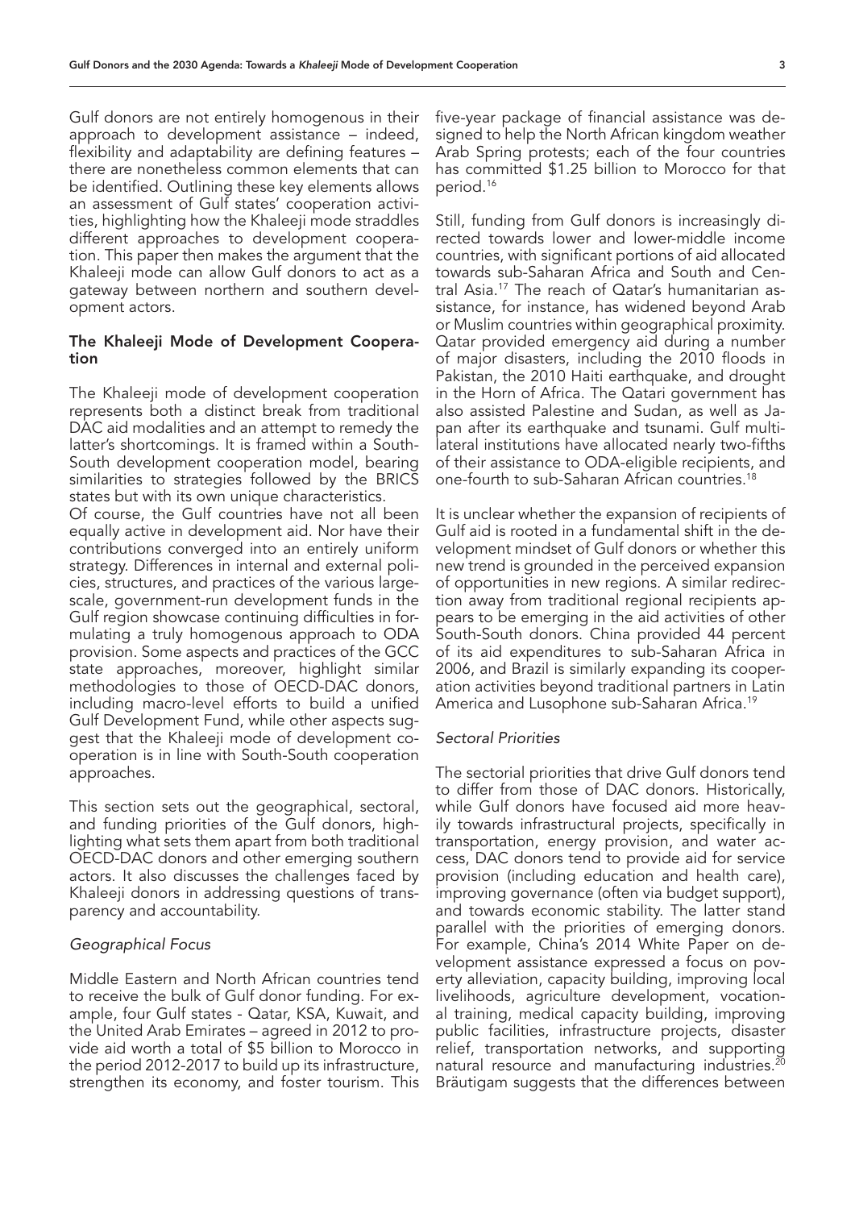Gulf donors are not entirely homogenous in their approach to development assistance – indeed, flexibility and adaptability are defining features – there are nonetheless common elements that can be identified. Outlining these key elements allows an assessment of Gulf states' cooperation activities, highlighting how the Khaleeji mode straddles different approaches to development cooperation. This paper then makes the argument that the Khaleeji mode can allow Gulf donors to act as a gateway between northern and southern development actors.

## The Khaleeji Mode of Development Cooperation

The Khaleeji mode of development cooperation represents both a distinct break from traditional DAC aid modalities and an attempt to remedy the latter's shortcomings. It is framed within a South-South development cooperation model, bearing similarities to strategies followed by the BRICS states but with its own unique characteristics.

Of course, the Gulf countries have not all been equally active in development aid. Nor have their contributions converged into an entirely uniform strategy. Differences in internal and external policies, structures, and practices of the various large-scale, government-run development funds in the Gulf region showcase continuing difficulties in formulating a truly homogenous approach to ODA provision. Some aspects and practices of the GCC state approaches, moreover, highlight similar methodologies to those of OECD-DAC donors, including macro-level efforts to build a unified Gulf Development Fund, while other aspects suggest that the Khaleeji mode of development cooperation is in line with South-South cooperation approaches.

This section sets out the geographical, sectoral, and funding priorities of the Gulf donors, highlighting what sets them apart from both traditional OECD-DAC donors and other emerging southern actors. It also discusses the challenges faced by Khaleeji donors in addressing questions of transparency and accountability.

### *Geographical Focus*

Middle Eastern and North African countries tend to receive the bulk of Gulf donor funding. For example, four Gulf states - Qatar, KSA, Kuwait, and the United Arab Emirates – agreed in 2012 to provide aid worth a total of $5 billion to Morocco in the period 2012-2017 to build up its infrastructure, strengthen its economy, and foster tourism. This five-year package of financial assistance was designed to help the North African kingdom weather Arab Spring protests; each of the four countries has committed $1.25 billion to Morocco for that period.[16]

Still, funding from Gulf donors is increasingly directed towards lower and lower-middle income countries, with significant portions of aid allocated towards sub-Saharan Africa and South and Central Asia.[17] The reach of Qatar's humanitarian assistance, for instance, has widened beyond Arab or Muslim countries within geographical proximity. Qatar provided emergency aid during a number of major disasters, including the 2010 floods in Pakistan, the 2010 Haiti earthquake, and drought in the Horn of Africa. The Qatari government has also assisted Palestine and Sudan, as well as Japan after its earthquake and tsunami. Gulf multilateral institutions have allocated nearly two-fifths of their assistance to ODA-eligible recipients, and one-fourth to sub-Saharan African countries.[18]

It is unclear whether the expansion of recipients of Gulf aid is rooted in a fundamental shift in the development mindset of Gulf donors or whether this new trend is grounded in the perceived expansion of opportunities in new regions. A similar redirection away from traditional regional recipients appears to be emerging in the aid activities of other South-South donors. China provided 44 percent of its aid expenditures to sub-Saharan Africa in 2006, and Brazil is similarly expanding its cooperation activities beyond traditional partners in Latin America and Lusophone sub-Saharan Africa.[19]

### *Sectoral Priorities*

The sectorial priorities that drive Gulf donors tend to differ from those of DAC donors. Historically, while Gulf donors have focused aid more heavily towards infrastructural projects, specifically in transportation, energy provision, and water access, DAC donors tend to provide aid for service provision (including education and health care), improving governance (often via budget support), and towards economic stability. The latter stand parallel with the priorities of emerging donors. For example, China's 2014 White Paper on development assistance expressed a focus on poverty alleviation, capacity building, improving local livelihoods, agriculture development, vocational training, medical capacity building, improving public facilities, infrastructure projects, disaster relief, transportation networks, and supporting natural resource and manufacturing industries.[20] Bräutigam suggests that the differences between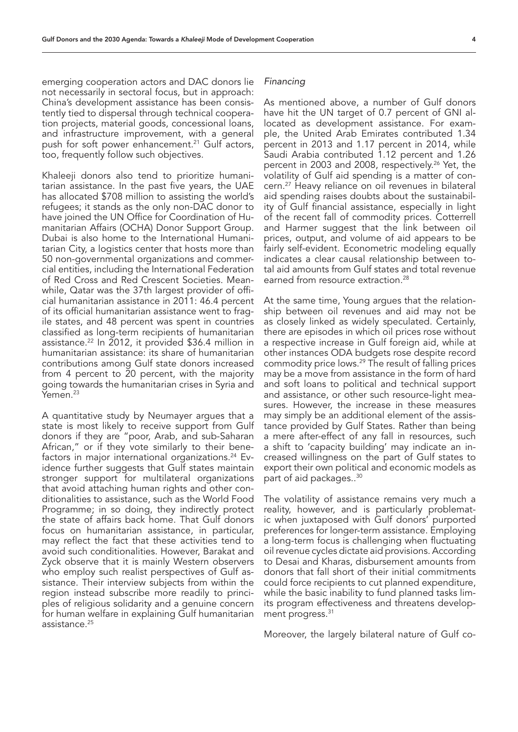emerging cooperation actors and DAC donors lie not necessarily in sectoral focus, but in approach: China's development assistance has been consistently tied to dispersal through technical cooperation projects, material goods, concessional loans, and infrastructure improvement, with a general push for soft power enhancement.[21] Gulf actors, too, frequently follow such objectives.

Khaleeji donors also tend to prioritize humanitarian assistance. In the past five years, the UAE has allocated $708 million to assisting the world's refugees; it stands as the only non-DAC donor to have joined the UN Office for Coordination of Humanitarian Affairs (OCHA) Donor Support Group. Dubai is also home to the International Humanitarian City, a logistics center that hosts more than 50 non-governmental organizations and commercial entities, including the International Federation of Red Cross and Red Crescent Societies. Meanwhile, Qatar was the 37th largest provider of official humanitarian assistance in 2011: 46.4 percent of its official humanitarian assistance went to fragile states, and 48 percent was spent in countries classified as long-term recipients of humanitarian assistance.[22] In 2012, it provided $36.4 million in humanitarian assistance: its share of humanitarian contributions among Gulf state donors increased from 4 percent to 20 percent, with the majority going towards the humanitarian crises in Syria and Yemen.[23]

A quantitative study by Neumayer argues that a state is most likely to receive support from Gulf donors if they are "poor, Arab, and sub-Saharan African," or if they vote similarly to their benefactors in major international organizations.[24] Evidence further suggests that Gulf states maintain stronger support for multilateral organizations that avoid attaching human rights and other conditionalities to assistance, such as the World Food Programme; in so doing, they indirectly protect the state of affairs back home. That Gulf donors focus on humanitarian assistance, in particular, may reflect the fact that these activities tend to avoid such conditionalities. However, Barakat and Zyck observe that it is mainly Western observers who employ such realist perspectives of Gulf assistance. Their interview subjects from within the region instead subscribe more readily to principles of religious solidarity and a genuine concern for human welfare in explaining Gulf humanitarian assistance.[25]

*Financing*

As mentioned above, a number of Gulf donors have hit the UN target of 0.7 percent of GNI allocated as development assistance. For example, the United Arab Emirates contributed 1.34 percent in 2013 and 1.17 percent in 2014, while Saudi Arabia contributed 1.12 percent and 1.26 percent in 2003 and 2008, respectively.[26] Yet, the volatility of Gulf aid spending is a matter of concern.[27] Heavy reliance on oil revenues in bilateral aid spending raises doubts about the sustainability of Gulf financial assistance, especially in light of the recent fall of commodity prices. Cotterrell and Harmer suggest that the link between oil prices, output, and volume of aid appears to be fairly self-evident. Econometric modeling equally indicates a clear causal relationship between total aid amounts from Gulf states and total revenue earned from resource extraction.[28]

At the same time, Young argues that the relationship between oil revenues and aid may not be as closely linked as widely speculated. Certainly, there are episodes in which oil prices rose without a respective increase in Gulf foreign aid, while at other instances ODA budgets rose despite record commodity price lows.[29] The result of falling prices may be a move from assistance in the form of hard and soft loans to political and technical support and assistance, or other such resource-light measures. However, the increase in these measures may simply be an additional element of the assistance provided by Gulf States. Rather than being a mere after-effect of any fall in resources, such a shift to 'capacity building' may indicate an increased willingness on the part of Gulf states to export their own political and economic models as part of aid packages..[30]

The volatility of assistance remains very much a reality, however, and is particularly problematic when juxtaposed with Gulf donors' purported preferences for longer-term assistance. Employing a long-term focus is challenging when fluctuating oil revenue cycles dictate aid provisions. According to Desai and Kharas, disbursement amounts from donors that fall short of their initial commitments could force recipients to cut planned expenditure, while the basic inability to fund planned tasks limits its program effectiveness and threatens development progress.[31]

Moreover, the largely bilateral nature of Gulf co-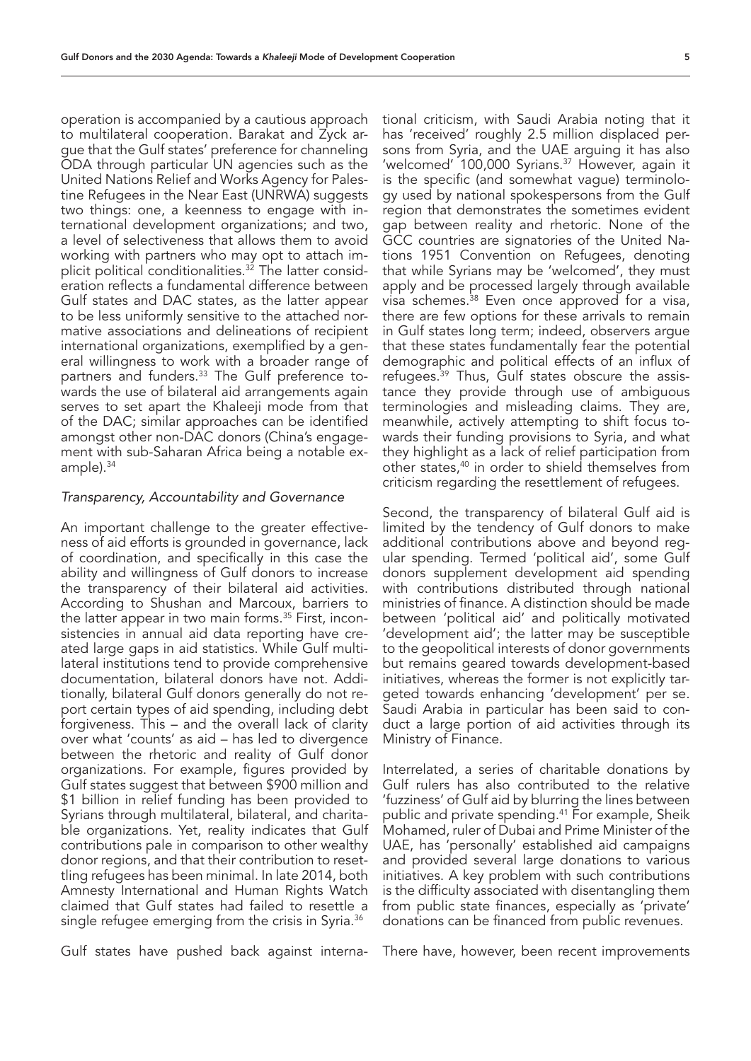operation is accompanied by a cautious approach to multilateral cooperation. Barakat and Zyck argue that the Gulf states' preference for channeling ODA through particular UN agencies such as the United Nations Relief and Works Agency for Palestine Refugees in the Near East (UNRWA) suggests two things: one, a keenness to engage with international development organizations; and two, a level of selectiveness that allows them to avoid working with partners who may opt to attach implicit political conditionalities.[32] The latter consideration reflects a fundamental difference between Gulf states and DAC states, as the latter appear to be less uniformly sensitive to the attached normative associations and delineations of recipient international organizations, exemplified by a general willingness to work with a broader range of partners and funders.[33] The Gulf preference towards the use of bilateral aid arrangements again serves to set apart the Khaleeji mode from that of the DAC; similar approaches can be identified amongst other non-DAC donors (China's engagement with sub-Saharan Africa being a notable example).[34]

### *Transparency, Accountability and Governance*

An important challenge to the greater effectiveness of aid efforts is grounded in governance, lack of coordination, and specifically in this case the ability and willingness of Gulf donors to increase the transparency of their bilateral aid activities. According to Shushan and Marcoux, barriers to the latter appear in two main forms.[35] First, inconsistencies in annual aid data reporting have created large gaps in aid statistics. While Gulf multilateral institutions tend to provide comprehensive documentation, bilateral donors have not. Additionally, bilateral Gulf donors generally do not report certain types of aid spending, including debt forgiveness. This – and the overall lack of clarity over what 'counts' as aid – has led to divergence between the rhetoric and reality of Gulf donor organizations. For example, figures provided by Gulf states suggest that between $900 million and $1 billion in relief funding has been provided to Syrians through multilateral, bilateral, and charitable organizations. Yet, reality indicates that Gulf contributions pale in comparison to other wealthy donor regions, and that their contribution to resettling refugees has been minimal. In late 2014, both Amnesty International and Human Rights Watch claimed that Gulf states had failed to resettle a single refugee emerging from the crisis in Syria.[36]

Gulf states have pushed back against international criticism, with Saudi Arabia noting that it has 'received' roughly 2.5 million displaced persons from Syria, and the UAE arguing it has also 'welcomed' 100,000 Syrians.[37] However, again it is the specific (and somewhat vague) terminology used by national spokespersons from the Gulf region that demonstrates the sometimes evident gap between reality and rhetoric. None of the GCC countries are signatories of the United Nations 1951 Convention on Refugees, denoting that while Syrians may be 'welcomed', they must apply and be processed largely through available visa schemes.[38] Even once approved for a visa, there are few options for these arrivals to remain in Gulf states long term; indeed, observers argue that these states fundamentally fear the potential demographic and political effects of an influx of refugees.[39] Thus, Gulf states obscure the assistance they provide through use of ambiguous terminologies and misleading claims. They are, meanwhile, actively attempting to shift focus towards their funding provisions to Syria, and what they highlight as a lack of relief participation from other states,[40] in order to shield themselves from criticism regarding the resettlement of refugees.

Second, the transparency of bilateral Gulf aid is limited by the tendency of Gulf donors to make additional contributions above and beyond regular spending. Termed 'political aid', some Gulf donors supplement development aid spending with contributions distributed through national ministries of finance. A distinction should be made between 'political aid' and politically motivated 'development aid'; the latter may be susceptible to the geopolitical interests of donor governments but remains geared towards development-based initiatives, whereas the former is not explicitly targeted towards enhancing 'development' per se. Saudi Arabia in particular has been said to conduct a large portion of aid activities through its Ministry of Finance.

Interrelated, a series of charitable donations by Gulf rulers has also contributed to the relative 'fuzziness' of Gulf aid by blurring the lines between public and private spending.[41] For example, Sheik Mohamed, ruler of Dubai and Prime Minister of the UAE, has 'personally' established aid campaigns and provided several large donations to various initiatives. A key problem with such contributions is the difficulty associated with disentangling them from public state finances, especially as 'private' donations can be financed from public revenues.

There have, however, been recent improvements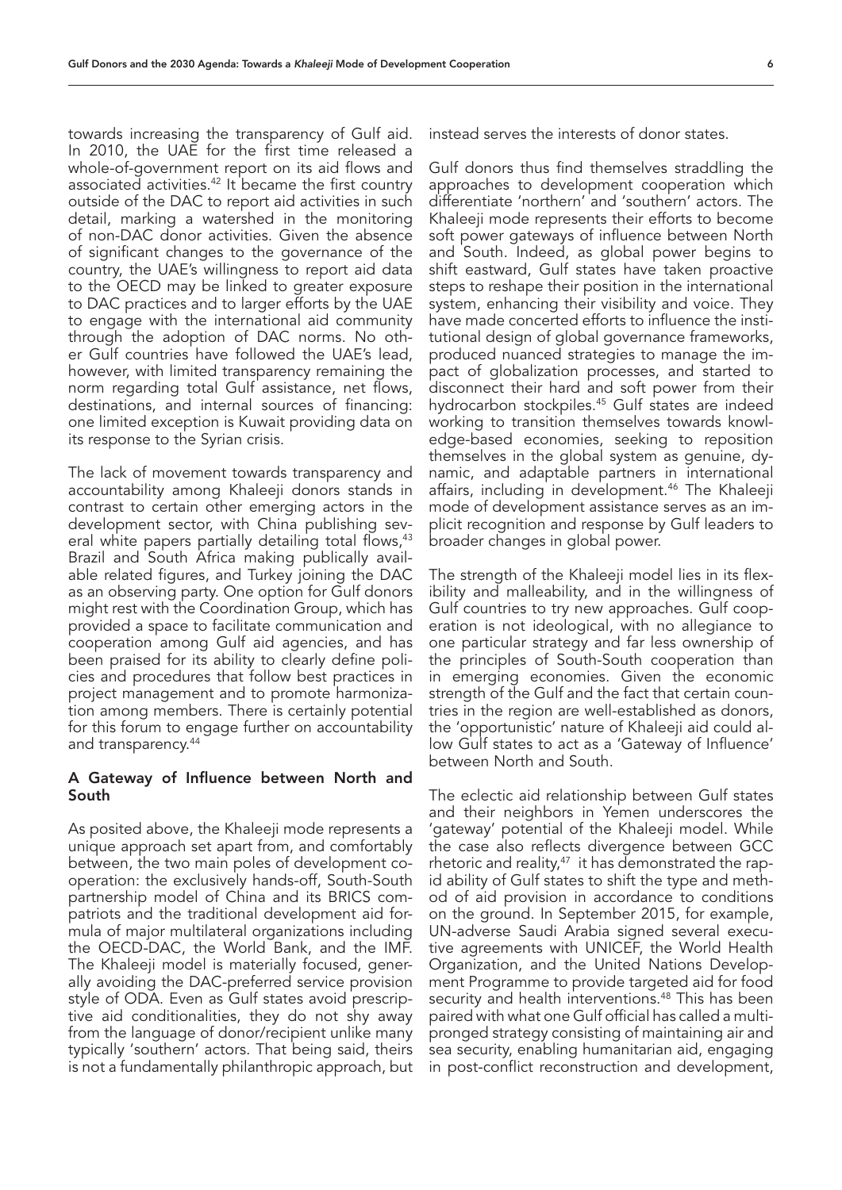towards increasing the transparency of Gulf aid. In 2010, the UAE for the first time released a whole-of-government report on its aid flows and associated activities.[42] It became the first country outside of the DAC to report aid activities in such detail, marking a watershed in the monitoring of non-DAC donor activities. Given the absence of significant changes to the governance of the country, the UAE's willingness to report aid data to the OECD may be linked to greater exposure to DAC practices and to larger efforts by the UAE to engage with the international aid community through the adoption of DAC norms. No other Gulf countries have followed the UAE's lead, however, with limited transparency remaining the norm regarding total Gulf assistance, net flows, destinations, and internal sources of financing: one limited exception is Kuwait providing data on its response to the Syrian crisis.

The lack of movement towards transparency and accountability among Khaleeji donors stands in contrast to certain other emerging actors in the development sector, with China publishing several white papers partially detailing total flows,[43] Brazil and South Africa making publically available related figures, and Turkey joining the DAC as an observing party. One option for Gulf donors might rest with the Coordination Group, which has provided a space to facilitate communication and cooperation among Gulf aid agencies, and has been praised for its ability to clearly define policies and procedures that follow best practices in project management and to promote harmonization among members. There is certainly potential for this forum to engage further on accountability and transparency.[44]

### A Gateway of Influence between North and South

As posited above, the Khaleeji mode represents a unique approach set apart from, and comfortably between, the two main poles of development cooperation: the exclusively hands-off, South-South partnership model of China and its BRICS compatriots and the traditional development aid formula of major multilateral organizations including the OECD-DAC, the World Bank, and the IMF. The Khaleeji model is materially focused, generally avoiding the DAC-preferred service provision style of ODA. Even as Gulf states avoid prescriptive aid conditionalities, they do not shy away from the language of donor/recipient unlike many typically 'southern' actors. That being said, theirs is not a fundamentally philanthropic approach, but instead serves the interests of donor states.

Gulf donors thus find themselves straddling the approaches to development cooperation which differentiate 'northern' and 'southern' actors. The Khaleeji mode represents their efforts to become soft power gateways of influence between North and South. Indeed, as global power begins to shift eastward, Gulf states have taken proactive steps to reshape their position in the international system, enhancing their visibility and voice. They have made concerted efforts to influence the institutional design of global governance frameworks, produced nuanced strategies to manage the impact of globalization processes, and started to disconnect their hard and soft power from their hydrocarbon stockpiles.[45] Gulf states are indeed working to transition themselves towards knowledge-based economies, seeking to reposition themselves in the global system as genuine, dynamic, and adaptable partners in international affairs, including in development.[46] The Khaleeji mode of development assistance serves as an implicit recognition and response by Gulf leaders to broader changes in global power.

The strength of the Khaleeji model lies in its flexibility and malleability, and in the willingness of Gulf countries to try new approaches. Gulf cooperation is not ideological, with no allegiance to one particular strategy and far less ownership of the principles of South-South cooperation than in emerging economies. Given the economic strength of the Gulf and the fact that certain countries in the region are well-established as donors, the 'opportunistic' nature of Khaleeji aid could allow Gulf states to act as a 'Gateway of Influence' between North and South.

The eclectic aid relationship between Gulf states and their neighbors in Yemen underscores the 'gateway' potential of the Khaleeji model. While the case also reflects divergence between GCC rhetoric and reality,[47] it has demonstrated the rapid ability of Gulf states to shift the type and method of aid provision in accordance to conditions on the ground. In September 2015, for example, UN-adverse Saudi Arabia signed several executive agreements with UNICEF, the World Health Organization, and the United Nations Development Programme to provide targeted aid for food security and health interventions.[48] This has been paired with what one Gulf official has called a multi-pronged strategy consisting of maintaining air and sea security, enabling humanitarian aid, engaging in post-conflict reconstruction and development,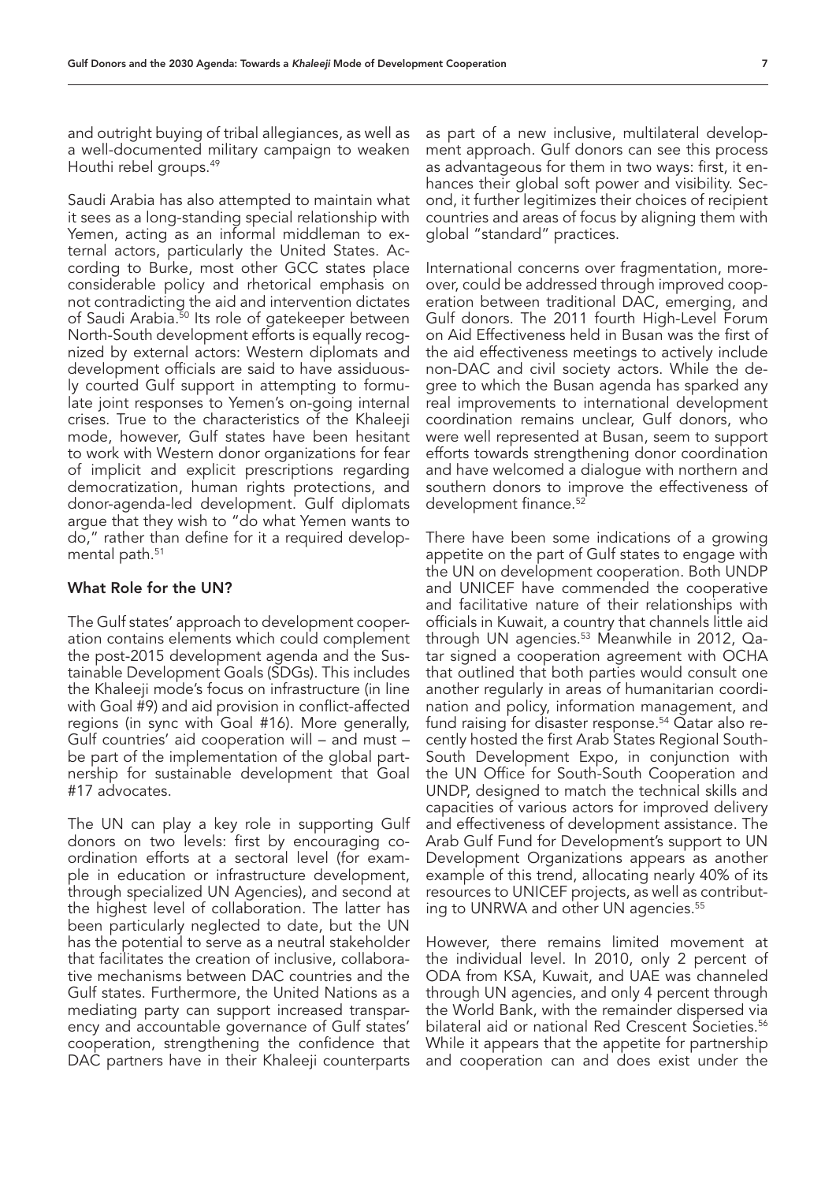and outright buying of tribal allegiances, as well as a well-documented military campaign to weaken Houthi rebel groups.[49]

Saudi Arabia has also attempted to maintain what it sees as a long-standing special relationship with Yemen, acting as an informal middleman to external actors, particularly the United States. According to Burke, most other GCC states place considerable policy and rhetorical emphasis on not contradicting the aid and intervention dictates of Saudi Arabia.[50] Its role of gatekeeper between North-South development efforts is equally recognized by external actors: Western diplomats and development officials are said to have assiduously courted Gulf support in attempting to formulate joint responses to Yemen's on-going internal crises. True to the characteristics of the Khaleeji mode, however, Gulf states have been hesitant to work with Western donor organizations for fear of implicit and explicit prescriptions regarding democratization, human rights protections, and donor-agenda-led development. Gulf diplomats argue that they wish to "do what Yemen wants to do," rather than define for it a required developmental path.[51]

#### What Role for the UN?

The Gulf states' approach to development cooperation contains elements which could complement the post-2015 development agenda and the Sustainable Development Goals (SDGs). This includes the Khaleeji mode's focus on infrastructure (in line with Goal #9) and aid provision in conflict-affected regions (in sync with Goal #16). More generally, Gulf countries' aid cooperation will – and must – be part of the implementation of the global partnership for sustainable development that Goal #17 advocates.

The UN can play a key role in supporting Gulf donors on two levels: first by encouraging coordination efforts at a sectoral level (for example in education or infrastructure development, through specialized UN Agencies), and second at the highest level of collaboration. The latter has been particularly neglected to date, but the UN has the potential to serve as a neutral stakeholder that facilitates the creation of inclusive, collaborative mechanisms between DAC countries and the Gulf states. Furthermore, the United Nations as a mediating party can support increased transparency and accountable governance of Gulf states' cooperation, strengthening the confidence that DAC partners have in their Khaleeji counterparts as part of a new inclusive, multilateral development approach. Gulf donors can see this process as advantageous for them in two ways: first, it enhances their global soft power and visibility. Second, it further legitimizes their choices of recipient countries and areas of focus by aligning them with global "standard" practices.

International concerns over fragmentation, moreover, could be addressed through improved cooperation between traditional DAC, emerging, and Gulf donors. The 2011 fourth High-Level Forum on Aid Effectiveness held in Busan was the first of the aid effectiveness meetings to actively include non-DAC and civil society actors. While the degree to which the Busan agenda has sparked any real improvements to international development coordination remains unclear, Gulf donors, who were well represented at Busan, seem to support efforts towards strengthening donor coordination and have welcomed a dialogue with northern and southern donors to improve the effectiveness of development finance.[52]

There have been some indications of a growing appetite on the part of Gulf states to engage with the UN on development cooperation. Both UNDP and UNICEF have commended the cooperative and facilitative nature of their relationships with officials in Kuwait, a country that channels little aid through UN agencies.[53] Meanwhile in 2012, Qatar signed a cooperation agreement with OCHA that outlined that both parties would consult one another regularly in areas of humanitarian coordination and policy, information management, and fund raising for disaster response.[54] Qatar also recently hosted the first Arab States Regional South-South Development Expo, in conjunction with the UN Office for South-South Cooperation and UNDP, designed to match the technical skills and capacities of various actors for improved delivery and effectiveness of development assistance. The Arab Gulf Fund for Development's support to UN Development Organizations appears as another example of this trend, allocating nearly 40% of its resources to UNICEF projects, as well as contributing to UNRWA and other UN agencies.[55]

However, there remains limited movement at the individual level. In 2010, only 2 percent of ODA from KSA, Kuwait, and UAE was channeled through UN agencies, and only 4 percent through the World Bank, with the remainder dispersed via bilateral aid or national Red Crescent Societies.[56] While it appears that the appetite for partnership and cooperation can and does exist under the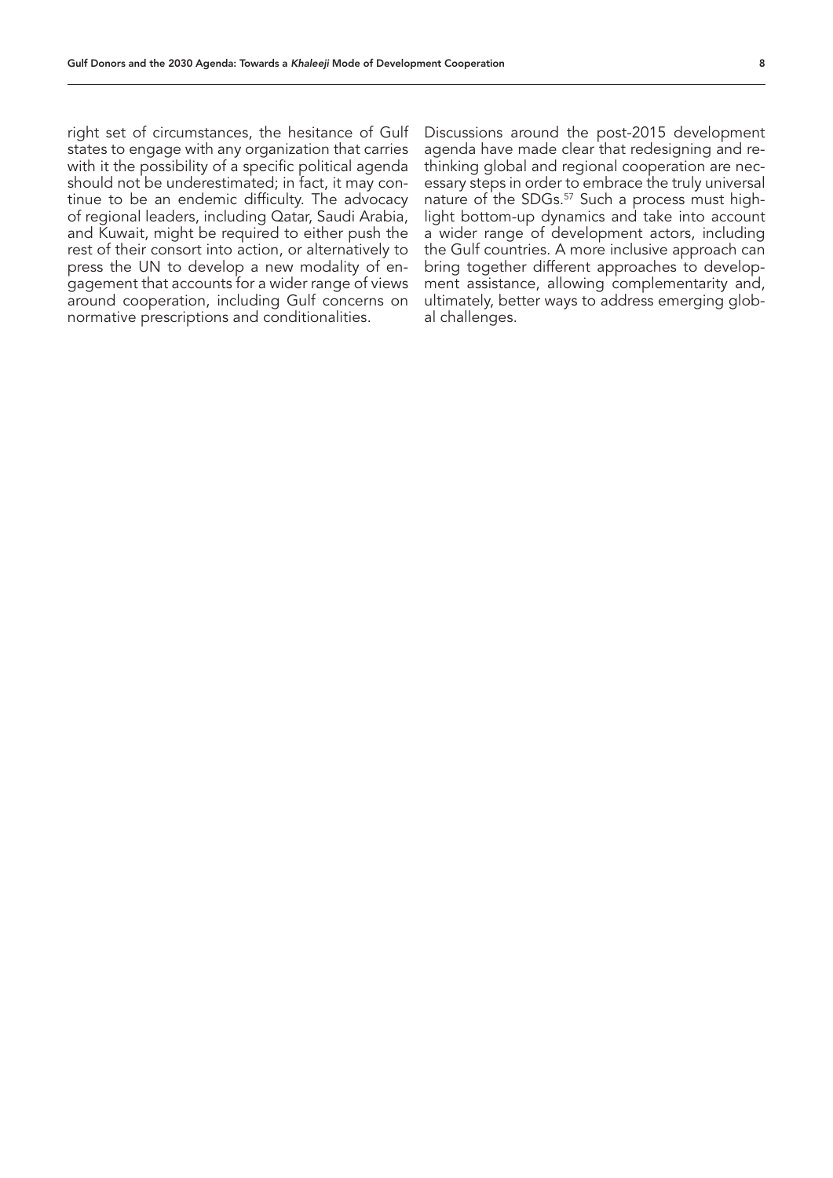right set of circumstances, the hesitance of Gulf states to engage with any organization that carries with it the possibility of a specific political agenda should not be underestimated; in fact, it may continue to be an endemic difficulty. The advocacy of regional leaders, including Qatar, Saudi Arabia, and Kuwait, might be required to either push the rest of their consort into action, or alternatively to press the UN to develop a new modality of engagement that accounts for a wider range of views around cooperation, including Gulf concerns on normative prescriptions and conditionalities.

Discussions around the post-2015 development agenda have made clear that redesigning and rethinking global and regional cooperation are necessary steps in order to embrace the truly universal nature of the SDGs.[57] Such a process must highlight bottom-up dynamics and take into account a wider range of development actors, including the Gulf countries. A more inclusive approach can bring together different approaches to development assistance, allowing complementarity and, ultimately, better ways to address emerging global challenges.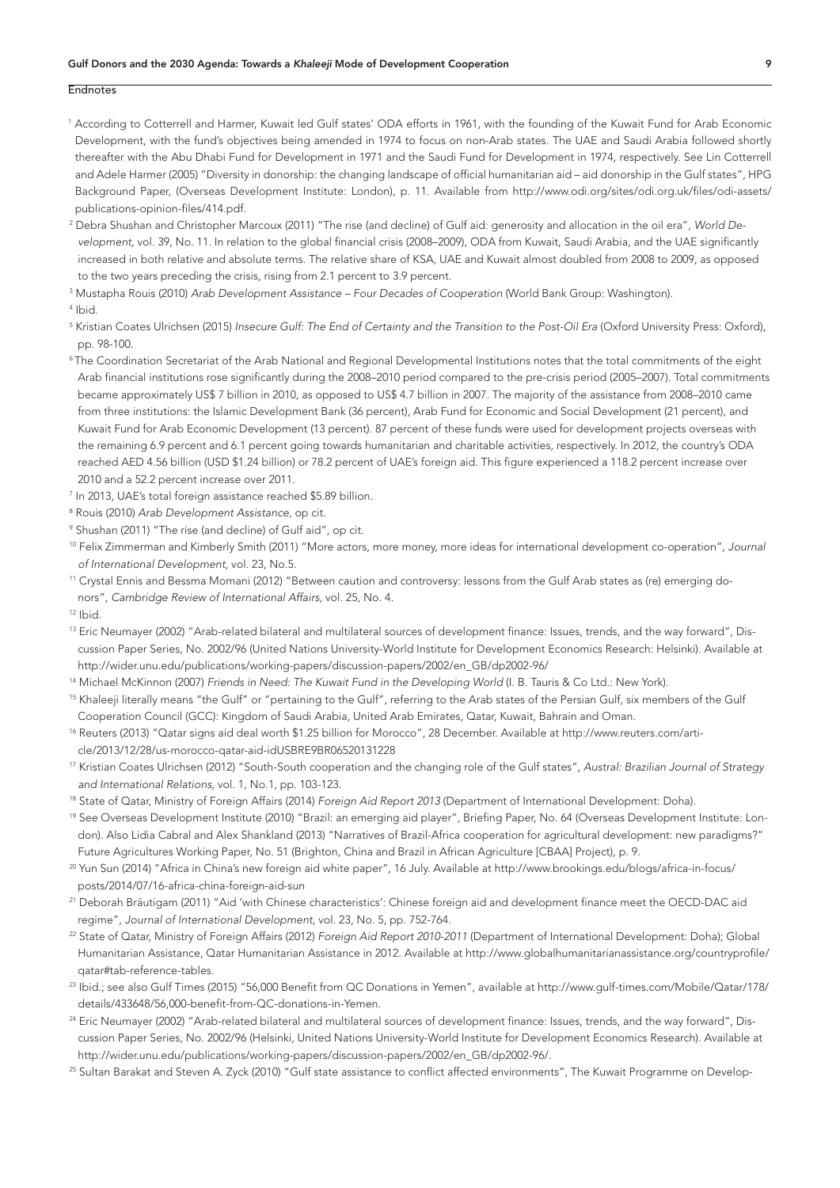## Endnotes

[1] According to Cotterrell and Harmer, Kuwait led Gulf states' ODA efforts in 1961, with the founding of the Kuwait Fund for Arab Economic Development, with the fund's objectives being amended in 1974 to focus on non-Arab states. The UAE and Saudi Arabia followed shortly thereafter with the Abu Dhabi Fund for Development in 1971 and the Saudi Fund for Development in 1974, respectively. See Lin Cotterrell and Adele Harmer (2005) "Diversity in donorship: the changing landscape of official humanitarian aid – aid donorship in the Gulf states", HPG Background Paper, (Overseas Development Institute: London), p. 11. Available from http://www.odi.org/sites/odi.org.uk/files/odi-assets/publications-opinion-files/414.pdf.

[2] Debra Shushan and Christopher Marcoux (2011) "The rise (and decline) of Gulf aid: generosity and allocation in the oil era", *World Development*, vol. 39, No. 11. In relation to the global financial crisis (2008–2009), ODA from Kuwait, Saudi Arabia, and the UAE significantly increased in both relative and absolute terms. The relative share of KSA, UAE and Kuwait almost doubled from 2008 to 2009, as opposed to the two years preceding the crisis, rising from 2.1 percent to 3.9 percent.

[3] Mustapha Rouis (2010) *Arab Development Assistance – Four Decades of Cooperation* (World Bank Group: Washington).

[4] Ibid.

[5] Kristian Coates Ulrichsen (2015) *Insecure Gulf: The End of Certainty and the Transition to the Post-Oil Era* (Oxford University Press: Oxford), pp. 98-100.

[6] The Coordination Secretariat of the Arab National and Regional Developmental Institutions notes that the total commitments of the eight Arab financial institutions rose significantly during the 2008–2010 period compared to the pre-crisis period (2005–2007). Total commitments became approximately US$ 7 billion in 2010, as opposed to US$ 4.7 billion in 2007. The majority of the assistance from 2008–2010 came from three institutions: the Islamic Development Bank (36 percent), Arab Fund for Economic and Social Development (21 percent), and Kuwait Fund for Arab Economic Development (13 percent). 87 percent of these funds were used for development projects overseas with the remaining 6.9 percent and 6.1 percent going towards humanitarian and charitable activities, respectively. In 2012, the country's ODA reached AED 4.56 billion (USD $1.24 billion) or 78.2 percent of UAE's foreign aid. This figure experienced a 118.2 percent increase over 2010 and a 52.2 percent increase over 2011.

[7] In 2013, UAE's total foreign assistance reached $5.89 billion.

[8] Rouis (2010) *Arab Development Assistance,* op cit.

[9] Shushan (2011) "The rise (and decline) of Gulf aid", op cit.

[10] Felix Zimmerman and Kimberly Smith (2011) "More actors, more money, more ideas for international development co-operation", *Journal of International Development*, vol. 23, No.5.

[11] Crystal Ennis and Bessma Momani (2012) "Between caution and controversy: lessons from the Gulf Arab states as (re) emerging donors", *Cambridge Review of International Affairs*, vol. 25, No. 4.

[12] Ibid.

[13] Eric Neumayer (2002) "Arab-related bilateral and multilateral sources of development finance: Issues, trends, and the way forward", Discussion Paper Series, No. 2002/96 (United Nations University-World Institute for Development Economics Research: Helsinki). Available at http://wider.unu.edu/publications/working-papers/discussion-papers/2002/en_GB/dp2002-96/

[14] Michael McKinnon (2007) *Friends in Need: The Kuwait Fund in the Developing World* (I. B. Tauris & Co Ltd.: New York).

[15] Khaleeji literally means "the Gulf" or "pertaining to the Gulf", referring to the Arab states of the Persian Gulf, six members of the Gulf Cooperation Council (GCC): Kingdom of Saudi Arabia, United Arab Emirates, Qatar, Kuwait, Bahrain and Oman.

[16] Reuters (2013) "Qatar signs aid deal worth $1.25 billion for Morocco", 28 December. Available at http://www.reuters.com/article/2013/12/28/us-morocco-qatar-aid-idUSBRE9BR06520131228

[17] Kristian Coates Ulrichsen (2012) "South-South cooperation and the changing role of the Gulf states", *Austral: Brazilian Journal of Strategy and International Relations*, vol. 1, No.1, pp. 103-123.

[18] State of Qatar, Ministry of Foreign Affairs (2014) *Foreign Aid Report 2013* (Department of International Development: Doha).

[19] See Overseas Development Institute (2010) "Brazil: an emerging aid player", Briefing Paper, No. 64 (Overseas Development Institute: London). Also Lidia Cabral and Alex Shankland (2013) "Narratives of Brazil-Africa cooperation for agricultural development: new paradigms?" Future Agricultures Working Paper, No. 51 (Brighton, China and Brazil in African Agriculture [CBAA] Project), p. 9.

[20] Yun Sun (2014) "Africa in China's new foreign aid white paper", 16 July. Available at http://www.brookings.edu/blogs/africa-in-focus/posts/2014/07/16-africa-china-foreign-aid-sun

[21] Deborah Bräutigam (2011) "Aid 'with Chinese characteristics': Chinese foreign aid and development finance meet the OECD-DAC aid regime", *Journal of International Development*, vol. 23, No. 5, pp. 752-764.

[22] State of Qatar, Ministry of Foreign Affairs (2012) *Foreign Aid Report 2010-2011* (Department of International Development: Doha); Global Humanitarian Assistance, Qatar Humanitarian Assistance in 2012. Available at http://www.globalhumanitarianassistance.org/countryprofile/qatar#tab-reference-tables.

[23] Ibid.; see also Gulf Times (2015) "56,000 Benefit from QC Donations in Yemen", available at http://www.gulf-times.com/Mobile/Qatar/178/details/433648/56,000-benefit-from-QC-donations-in-Yemen.

[24] Eric Neumayer (2002) "Arab-related bilateral and multilateral sources of development finance: Issues, trends, and the way forward", Discussion Paper Series, No. 2002/96 (Helsinki, United Nations University-World Institute for Development Economics Research). Available at http://wider.unu.edu/publications/working-papers/discussion-papers/2002/en_GB/dp2002-96/.

[25] Sultan Barakat and Steven A. Zyck (2010) "Gulf state assistance to conflict affected environments", The Kuwait Programme on Develop-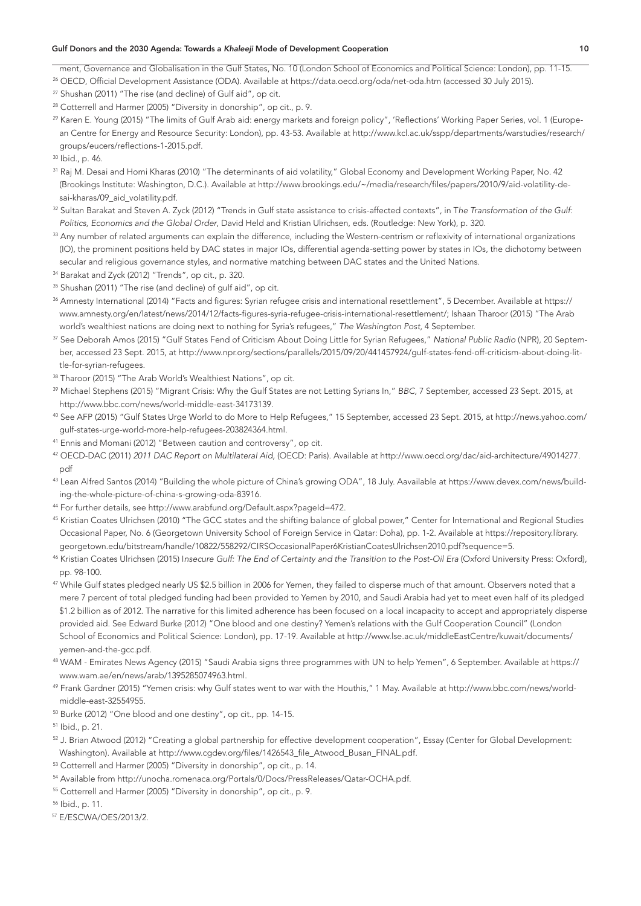ment, Governance and Globalisation in the Gulf States, No. 10 (London School of Economics and Political Science: London), pp. 11-15.

[26] OECD, Official Development Assistance (ODA). Available at https://data.oecd.org/oda/net-oda.htm (accessed 30 July 2015).

[27] Shushan (2011) "The rise (and decline) of Gulf aid", op cit.

[28] Cotterrell and Harmer (2005) "Diversity in donorship", op cit., p. 9.

[29] Karen E. Young (2015) "The limits of Gulf Arab aid: energy markets and foreign policy", 'Reflections' Working Paper Series, vol. 1 (European Centre for Energy and Resource Security: London), pp. 43-53. Available at http://www.kcl.ac.uk/sspp/departments/warstudies/research/groups/eucers/reflections-1-2015.pdf.

[30] Ibid., p. 46.

[31] Raj M. Desai and Homi Kharas (2010) "The determinants of aid volatility," Global Economy and Development Working Paper, No. 42 (Brookings Institute: Washington, D.C.). Available at http://www.brookings.edu/~/media/research/files/papers/2010/9/aid-volatility-desai-kharas/09_aid_volatility.pdf.

[32] Sultan Barakat and Steven A. Zyck (2012) "Trends in Gulf state assistance to crisis-affected contexts", in T*he Transformation of the Gulf: Politics, Economics and the Global Order*, David Held and Kristian Ulrichsen, eds. (Routledge: New York), p. 320.

[33] Any number of related arguments can explain the difference, including the Western-centrism or reflexivity of international organizations (IO), the prominent positions held by DAC states in major IOs, differential agenda-setting power by states in IOs, the dichotomy between secular and religious governance styles, and normative matching between DAC states and the United Nations.

[34] Barakat and Zyck (2012) "Trends", op cit., p. 320.

[35] Shushan (2011) "The rise (and decline) of gulf aid", op cit.

[36] Amnesty International (2014) "Facts and figures: Syrian refugee crisis and international resettlement", 5 December. Available at https://www.amnesty.org/en/latest/news/2014/12/facts-figures-syria-refugee-crisis-international-resettlement/; Ishaan Tharoor (2015) "The Arab world's wealthiest nations are doing next to nothing for Syria's refugees," *The Washington Post*, 4 September.

[37] See Deborah Amos (2015) "Gulf States Fend of Criticism About Doing Little for Syrian Refugees," *National Public Radio* (NPR), 20 September, accessed 23 Sept. 2015, at http://www.npr.org/sections/parallels/2015/09/20/441457924/gulf-states-fend-off-criticism-about-doing-little-for-syrian-refugees.

[38] Tharoor (2015) "The Arab World's Wealthiest Nations", op cit.

[39] Michael Stephens (2015) "Migrant Crisis: Why the Gulf States are not Letting Syrians In," *BBC*, 7 September, accessed 23 Sept. 2015, at http://www.bbc.com/news/world-middle-east-34173139.

[40] See AFP (2015) "Gulf States Urge World to do More to Help Refugees," 15 September, accessed 23 Sept. 2015, at http://news.yahoo.com/gulf-states-urge-world-more-help-refugees-203824364.html.

[41] Ennis and Momani (2012) "Between caution and controversy", op cit.

[42] OECD-DAC (2011) *2011 DAC Report on Multilateral Aid*, (OECD: Paris). Available at http://www.oecd.org/dac/aid-architecture/49014277.pdf

[43] Lean Alfred Santos (2014) "Building the whole picture of China's growing ODA", 18 July. Aavailable at https://www.devex.com/news/building-the-whole-picture-of-china-s-growing-oda-83916.

[44] For further details, see http://www.arabfund.org/Default.aspx?pageId=472.

[45] Kristian Coates Ulrichsen (2010) "The GCC states and the shifting balance of global power," Center for International and Regional Studies Occasional Paper, No. 6 (Georgetown University School of Foreign Service in Qatar: Doha), pp. 1-2. Available at https://repository.library.georgetown.edu/bitstream/handle/10822/558292/CIRSOccasionalPaper6KristianCoatesUlrichsen2010.pdf?sequence=5.

[46] Kristian Coates Ulrichsen (2015) I*nsecure Gulf: The End of Certainty and the Transition to the Post-Oil Era* (Oxford University Press: Oxford), pp. 98-100.

[47] While Gulf states pledged nearly US $2.5 billion in 2006 for Yemen, they failed to disperse much of that amount. Observers noted that a mere 7 percent of total pledged funding had been provided to Yemen by 2010, and Saudi Arabia had yet to meet even half of its pledged $1.2 billion as of 2012. The narrative for this limited adherence has been focused on a local incapacity to accept and appropriately disperse provided aid. See Edward Burke (2012) "One blood and one destiny? Yemen's relations with the Gulf Cooperation Council" (London School of Economics and Political Science: London), pp. 17-19. Available at http://www.lse.ac.uk/middleEastCentre/kuwait/documents/yemen-and-the-gcc.pdf.

[48] WAM - Emirates News Agency (2015) "Saudi Arabia signs three programmes with UN to help Yemen", 6 September. Available at https://www.wam.ae/en/news/arab/1395285074963.html.

[49] Frank Gardner (2015) "Yemen crisis: why Gulf states went to war with the Houthis," 1 May. Available at http://www.bbc.com/news/world-middle-east-32554955.

[50] Burke (2012) "One blood and one destiny", op cit., pp. 14-15.

[51] Ibid., p. 21.

[52] J. Brian Atwood (2012) "Creating a global partnership for effective development cooperation", Essay (Center for Global Development: Washington). Available at http://www.cgdev.org/files/1426543_file_Atwood_Busan_FINAL.pdf.

[53] Cotterrell and Harmer (2005) "Diversity in donorship", op cit., p. 14.

[54] Available from http://unocha.romenaca.org/Portals/0/Docs/PressReleases/Qatar-OCHA.pdf.

[55] Cotterrell and Harmer (2005) "Diversity in donorship", op cit., p. 9.

[56] Ibid., p. 11.

[57] E/ESCWA/OES/2013/2.